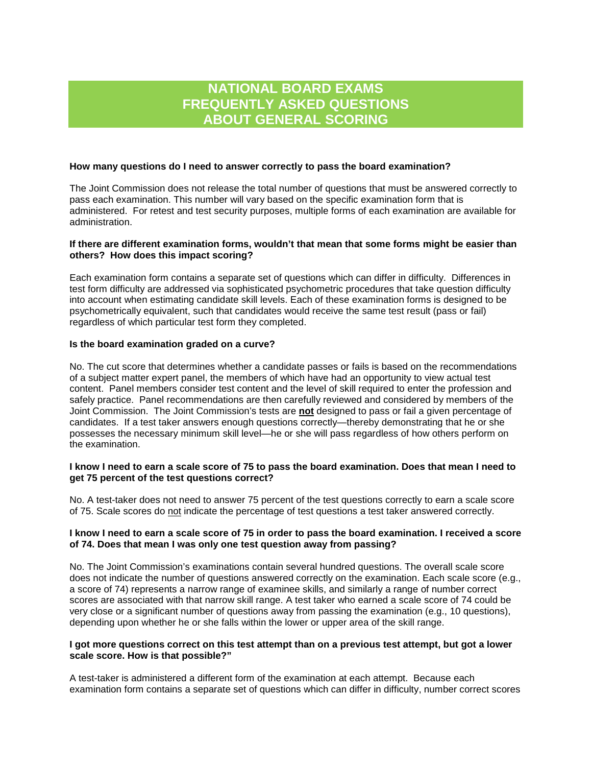# NATIONAL BOARD EXAMS FREQUENTLY ASKED QUESTIONS ABOUT GENERAL SCORING

**How many questions do I need to answer correctly to pass the board examination?**

The Joint Commission does not release the total number of questions that must be answered correctly to pass each examination. This number will vary based on the specific examination form that is administered. For retest and test security purposes, multiple forms of each examination are available for administration.

**If there are different examination forms, wouldn't that mean that some forms might be easier than others? How does this impact scoring?**

Each examination form contains a separate set of questions which can differ in difficulty. Differences in test form difficulty are addressed via sophisticated psychometric procedures that take question difficulty into account when estimating candidate skill levels. Each of these examination forms is designed to be psychometrically equivalent, such that candidates would receive the same test result (pass or fail) regardless of which particular test form they completed.

**Is the board examination graded on a curve?**

No. The cut score that determines whether a candidate passes or fails is based on the recommendations of a subject matter expert panel, the members of which have had an opportunity to view actual test content. Panel members consider test content and the level of skill required to enter the profession and safely practice. Panel recommendations are then carefully reviewed and considered by members of the Joint Commission. The Joint Commission's tests are **not** designed to pass or fail a given percentage of candidates. If a test taker answers enough questions correctly—thereby demonstrating that he or she possesses the necessary minimum skill level—he or she will pass regardless of how others perform on the examination.

**I know I need to earn a scale score of 75 to pass the board examination. Does that mean I need to get 75 percent of the test questions correct?**

No. A test-taker does not need to answer 75 percent of the test questions correctly to earn a scale score of 75. Scale scores do not indicate the percentage of test questions a test taker answered correctly.

**I know I need to earn a scale score of 75 in order to pass the board examination. I received a score of 74. Does that mean I was only one test question away from passing?**

No. The Joint Commission's examinations contain several hundred questions. The overall scale score does not indicate the number of questions answered correctly on the examination. Each scale score (e.g., a score of 74) represents a narrow range of examinee skills, and similarly a range of number correct scores are associated with that narrow skill range. A test taker who earned a scale score of 74 could be very close or a significant number of questions away from passing the examination (e.g., 10 questions), depending upon whether he or she falls within the lower or upper area of the skill range.

**I got more questions correct on this test attempt than on a previous test attempt, but got a lower scale score. How is that possible?"**

A test-taker is administered a different form of the examination at each attempt. Because each examination form contains a separate set of questions which can differ in difficulty, number correct scores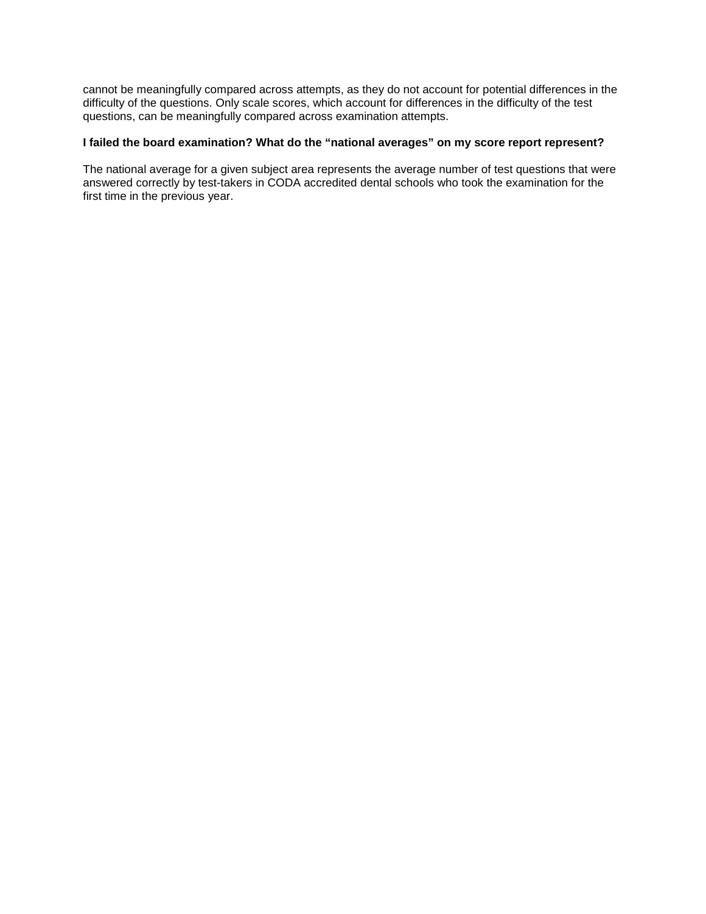cannot be meaningfully compared across attempts, as they do not account for potential differences in the difficulty of the questions. Only scale scores, which account for differences in the difficulty of the test questions, can be meaningfully compared across examination attempts.

**I failed the board examination? What do the “national averages” on my score report represent?**

The national average for a given subject area represents the average number of test questions that were answered correctly by test-takers in CODA accredited dental schools who took the examination for the first time in the previous year.